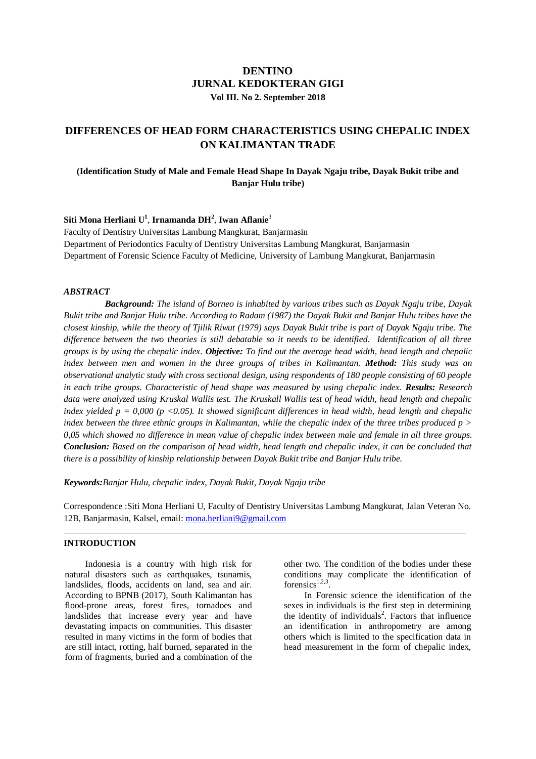**DENTINO**
**JURNAL KEDOKTERAN GIGI**
**Vol III. No 2. September 2018**

# DIFFERENCES OF HEAD FORM CHARACTERISTICS USING CHEPALIC INDEX ON KALIMANTAN TRADE

**(Identification Study of Male and Female Head Shape In Dayak Ngaju tribe, Dayak Bukit tribe and Banjar Hulu tribe)**

**Siti Mona Herliani U**[1], **Irnamanda DH**[2], **Iwan Aflanie**[3]

Faculty of Dentistry Universitas Lambung Mangkurat, Banjarmasin
Department of Periodontics Faculty of Dentistry Universitas Lambung Mangkurat, Banjarmasin
Department of Forensic Science Faculty of Medicine, University of Lambung Mangkurat, Banjarmasin

### *ABSTRACT*

***Background:*** *The island of Borneo is inhabited by various tribes such as Dayak Ngaju tribe, Dayak Bukit tribe and Banjar Hulu tribe. According to Radam (1987) the Dayak Bukit and Banjar Hulu tribes have the closest kinship, while the theory of Tjilik Riwut (1979) says Dayak Bukit tribe is part of Dayak Ngaju tribe. The difference between the two theories is still debatable so it needs to be identified. Identification of all three groups is by using the chepalic index.* ***Objective:*** *To find out the average head width, head length and chepalic index between men and women in the three groups of tribes in Kalimantan.* ***Method:*** *This study was an observational analytic study with cross sectional design, using respondents of 180 people consisting of 60 people in each tribe groups. Characteristic of head shape was measured by using chepalic index.* ***Results:*** *Research data were analyzed using Kruskal Wallis test. The Kruskall Wallis test of head width, head length and chepalic index yielded $p = 0,000$ ($p < 0.05$). It showed significant differences in head width, head length and chepalic index between the three ethnic groups in Kalimantan, while the chepalic index of the three tribes produced $p > 0,05$ which showed no difference in mean value of chepalic index between male and female in all three groups.* ***Conclusion:*** *Based on the comparison of head width, head length and chepalic index, it can be concluded that there is a possibility of kinship relationship between Dayak Bukit tribe and Banjar Hulu tribe.*

***Keywords:*** *Banjar Hulu, chepalic index, Dayak Bukit, Dayak Ngaju tribe*

Correspondence :Siti Mona Herliani U, Faculty of Dentistry Universitas Lambung Mangkurat, Jalan Veteran No. 12B, Banjarmasin, Kalsel, email: mona.herliani9@gmail.com

## INTRODUCTION

Indonesia is a country with high risk for natural disasters such as earthquakes, tsunamis, landslides, floods, accidents on land, sea and air. According to BPNB (2017), South Kalimantan has flood-prone areas, forest fires, tornadoes and landslides that increase every year and have devastating impacts on communities. This disaster resulted in many victims in the form of bodies that are still intact, rotting, half burned, separated in the form of fragments, buried and a combination of the other two. The condition of the bodies under these conditions may complicate the identification of forensics[1,2,3].

In Forensic science the identification of the sexes in individuals is the first step in determining the identity of individuals[2]. Factors that influence an identification in anthropometry are among others which is limited to the specification data in head measurement in the form of chepalic index,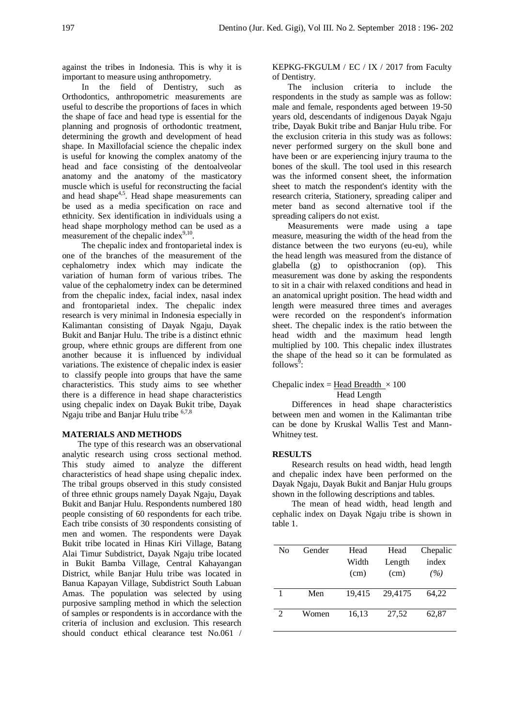against the tribes in Indonesia. This is why it is important to measure using anthropometry.

In the field of Dentistry, such as Orthodontics, anthropometric measurements are useful to describe the proportions of faces in which the shape of face and head type is essential for the planning and prognosis of orthodontic treatment, determining the growth and development of head shape. In Maxillofacial science the chepalic index is useful for knowing the complex anatomy of the head and face consisting of the dentoalveolar anatomy and the anatomy of the masticatory muscle which is useful for reconstructing the facial and head shape[4,5]. Head shape measurements can be used as a media specification on race and ethnicity. Sex identification in individuals using a head shape morphology method can be used as a measurement of the chepalic index[9,10].

The chepalic index and frontoparietal index is one of the branches of the measurement of the cephalometry index which may indicate the variation of human form of various tribes. The value of the cephalometry index can be determined from the chepalic index, facial index, nasal index and frontoparietal index. The chepalic index research is very minimal in Indonesia especially in Kalimantan consisting of Dayak Ngaju, Dayak Bukit and Banjar Hulu. The tribe is a distinct ethnic group, where ethnic groups are different from one another because it is influenced by individual variations. The existence of chepalic index is easier to classify people into groups that have the same characteristics. This study aims to see whether there is a difference in head shape characteristics using chepalic index on Dayak Bukit tribe, Dayak Ngaju tribe and Banjar Hulu tribe [6,7,8]

## MATERIALS AND METHODS

The type of this research was an observational analytic research using cross sectional method. This study aimed to analyze the different characteristics of head shape using chepalic index. The tribal groups observed in this study consisted of three ethnic groups namely Dayak Ngaju, Dayak Bukit and Banjar Hulu. Respondents numbered 180 people consisting of 60 respondents for each tribe. Each tribe consists of 30 respondents consisting of men and women. The respondents were Dayak Bukit tribe located in Hinas Kiri Village, Batang Alai Timur Subdistrict, Dayak Ngaju tribe located in Bukit Bamba Village, Central Kahayangan District, while Banjar Hulu tribe was located in Banua Kapayan Village, Subdistrict South Labuan Amas. The population was selected by using purposive sampling method in which the selection of samples or respondents is in accordance with the criteria of inclusion and exclusion. This research should conduct ethical clearance test No.061 / KEPKG-FKGULM / EC / IX / 2017 from Faculty of Dentistry.

The inclusion criteria to include the respondents in the study as sample was as follow: male and female, respondents aged between 19-50 years old, descendants of indigenous Dayak Ngaju tribe, Dayak Bukit tribe and Banjar Hulu tribe. For the exclusion criteria in this study was as follows: never performed surgery on the skull bone and have been or are experiencing injury trauma to the bones of the skull. The tool used in this research was the informed consent sheet, the information sheet to match the respondent's identity with the research criteria, Stationery, spreading caliper and meter band as second alternative tool if the spreading calipers do not exist.

Measurements were made using a tape measure, measuring the width of the head from the distance between the two euryons (eu-eu), while the head length was measured from the distance of glabella (g) to opisthocranion (op). This measurement was done by asking the respondents to sit in a chair with relaxed conditions and head in an anatomical upright position. The head width and length were measured three times and averages were recorded on the respondent's information sheet. The chepalic index is the ratio between the head width and the maximum head length multiplied by 100. This chepalic index illustrates the shape of the head so it can be formulated as follows[9]:

$$\text{Chepalic index} = \frac{\text{Head Breadth}}{\text{Head Length}} \times 100$$

Differences in head shape characteristics between men and women in the Kalimantan tribe can be done by Kruskal Wallis Test and Mann-Whitney test.

## RESULTS

Research results on head width, head length and chepalic index have been performed on the Dayak Ngaju, Dayak Bukit and Banjar Hulu groups shown in the following descriptions and tables.

The mean of head width, head length and cephalic index on Dayak Ngaju tribe is shown in table 1.

| No | Gender | Head Width (cm) | Head Length (cm) | Chepalic index *(%)* |
|---|---|---|---|---|
| 1 | Men | 19,415 | 29,4175 | 64,22 |
| 2 | Women | 16,13 | 27,52 | 62,87 |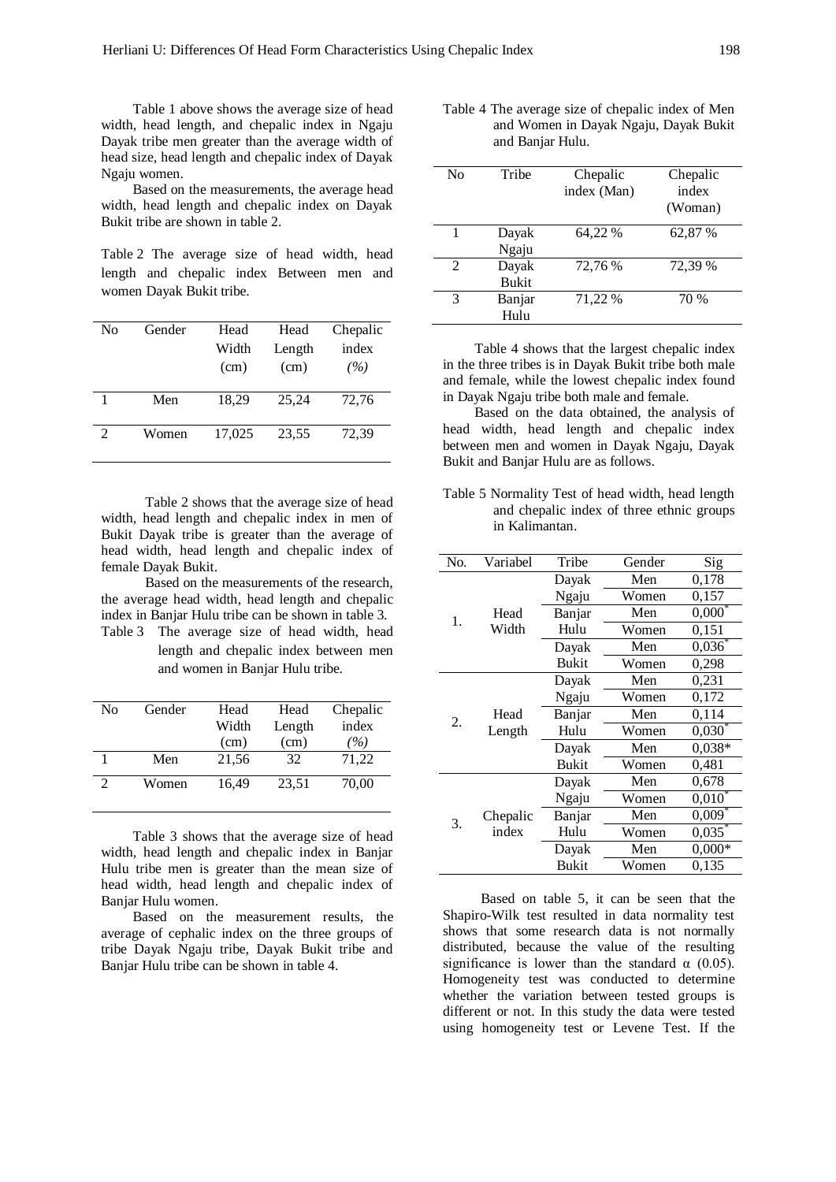Table 1 above shows the average size of head width, head length, and chepalic index in Ngaju Dayak tribe men greater than the average width of head size, head length and chepalic index of Dayak Ngaju women.

Based on the measurements, the average head width, head length and chepalic index on Dayak Bukit tribe are shown in table 2.

Table 2 The average size of head width, head length and chepalic index Between men and women Dayak Bukit tribe.

| No | Gender | Head Width (cm) | Head Length (cm) | Chepalic index *(%)* |
|---|---|---|---|---|
| 1 | Men | 18,29 | 25,24 | 72,76 |
| 2 | Women | 17,025 | 23,55 | 72,39 |

Table 2 shows that the average size of head width, head length and chepalic index in men of Bukit Dayak tribe is greater than the average of head width, head length and chepalic index of female Dayak Bukit.

Based on the measurements of the research, the average head width, head length and chepalic index in Banjar Hulu tribe can be shown in table 3.

Table 3 The average size of head width, head length and chepalic index between men and women in Banjar Hulu tribe.

| No | Gender | Head Width (cm) | Head Length (cm) | Chepalic index *(%)* |
|---|---|---|---|---|
| 1 | Men | 21,56 | 32 | 71,22 |
| 2 | Women | 16,49 | 23,51 | 70,00 |

Table 3 shows that the average size of head width, head length and chepalic index in Banjar Hulu tribe men is greater than the mean size of head width, head length and chepalic index of Banjar Hulu women.

Based on the measurement results, the average of cephalic index on the three groups of tribe Dayak Ngaju tribe, Dayak Bukit tribe and Banjar Hulu tribe can be shown in table 4.

Table 4 The average size of chepalic index of Men and Women in Dayak Ngaju, Dayak Bukit and Banjar Hulu.

| No | Tribe | Chepalic index (Man) | Chepalic index (Woman) |
|---|---|---|---|
| 1 | Dayak Ngaju | 64,22 % | 62,87 % |
| 2 | Dayak Bukit | 72,76 % | 72,39 % |
| 3 | Banjar Hulu | 71,22 % | 70 % |

Table 4 shows that the largest chepalic index in the three tribes is in Dayak Bukit tribe both male and female, while the lowest chepalic index found in Dayak Ngaju tribe both male and female.

Based on the data obtained, the analysis of head width, head length and chepalic index between men and women in Dayak Ngaju, Dayak Bukit and Banjar Hulu are as follows.

Table 5 Normality Test of head width, head length and chepalic index of three ethnic groups in Kalimantan.

| No. | Variabel | Tribe | Gender | Sig |
|---|---|---|---|---|
| 1. | Head Width | Dayak Ngaju | Men | 0,178 |
| | | | Women | 0,157 |
| | | Banjar Hulu | Men | 0,000* |
| | | | Women | 0,151 |
| | | Dayak Bukit | Men | 0,036* |
| | | | Women | 0,298 |
| 2. | Head Length | Dayak Ngaju | Men | 0,231 |
| | | | Women | 0,172 |
| | | Banjar Hulu | Men | 0,114 |
| | | | Women | 0,030* |
| | | Dayak Bukit | Men | 0,038* |
| | | | Women | 0,481 |
| 3. | Chepalic index | Dayak Ngaju | Men | 0,678 |
| | | | Women | 0,010* |
| | | Banjar Hulu | Men | 0,009* |
| | | | Women | 0,035* |
| | | Dayak Bukit | Men | 0,000* |
| | | | Women | 0,135 |

Based on table 5, it can be seen that the Shapiro-Wilk test resulted in data normality test shows that some research data is not normally distributed, because the value of the resulting significance is lower than the standard $\alpha$ (0.05). Homogeneity test was conducted to determine whether the variation between tested groups is different or not. In this study the data were tested using homogeneity test or Levene Test. If the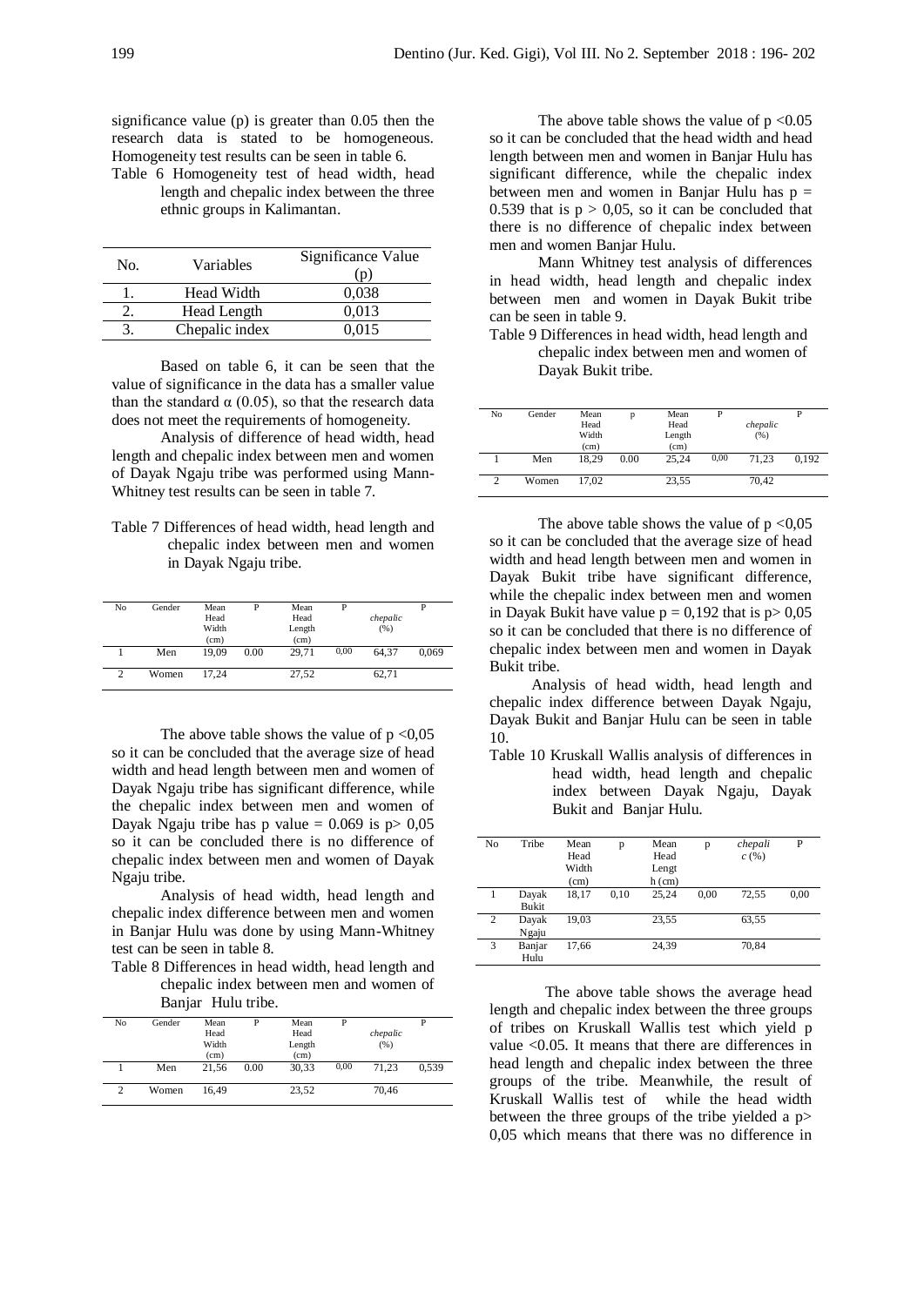significance value (p) is greater than 0.05 then the research data is stated to be homogeneous. Homogeneity test results can be seen in table 6.

Table 6 Homogeneity test of head width, head length and chepalic index between the three ethnic groups in Kalimantan.

| No. | Variables | Significance Value (p) |
|---|---|---|
| 1. | Head Width | 0,038 |
| 2. | Head Length | 0,013 |
| 3. | Chepalic index | 0,015 |

Based on table 6, it can be seen that the value of significance in the data has a smaller value than the standard α (0.05), so that the research data does not meet the requirements of homogeneity.

Analysis of difference of head width, head length and chepalic index between men and women of Dayak Ngaju tribe was performed using Mann-Whitney test results can be seen in table 7.

Table 7 Differences of head width, head length and chepalic index between men and women in Dayak Ngaju tribe.

| No | Gender | Mean Head Width (cm) | P | Mean Head Length (cm) | P | *chepalic* (%) | P |
|---|---|---|---|---|---|---|---|
| 1 | Men | 19,09 | 0.00 | 29,71 | 0,00 | 64,37 | 0,069 |
| 2 | Women | 17,24 | | 27,52 | | 62,71 | |

The above table shows the value of $p < 0{,}05$ so it can be concluded that the average size of head width and head length between men and women of Dayak Ngaju tribe has significant difference, while the chepalic index between men and women of Dayak Ngaju tribe has p value = 0.069 is $p > 0{,}05$ so it can be concluded there is no difference of chepalic index between men and women of Dayak Ngaju tribe.

Analysis of head width, head length and chepalic index difference between men and women in Banjar Hulu was done by using Mann-Whitney test can be seen in table 8.

Table 8 Differences in head width, head length and chepalic index between men and women of Banjar Hulu tribe.

| No | Gender | Mean Head Width (cm) | P | Mean Head Length (cm) | P | *chepalic* (%) | P |
|---|---|---|---|---|---|---|---|
| 1 | Men | 21,56 | 0.00 | 30,33 | 0,00 | 71,23 | 0,539 |
| 2 | Women | 16,49 | | 23,52 | | 70,46 | |

The above table shows the value of $p < 0.05$ so it can be concluded that the head width and head length between men and women in Banjar Hulu has significant difference, while the chepalic index between men and women in Banjar Hulu has p = 0.539 that is $p > 0{,}05$, so it can be concluded that there is no difference of chepalic index between men and women Banjar Hulu.

Mann Whitney test analysis of differences in head width, head length and chepalic index between men and women in Dayak Bukit tribe can be seen in table 9.

Table 9 Differences in head width, head length and chepalic index between men and women of Dayak Bukit tribe.

| No | Gender | Mean Head Width (cm) | p | Mean Head Length (cm) | P | *chepalic* (%) | P |
|---|---|---|---|---|---|---|---|
| 1 | Men | 18,29 | 0.00 | 25,24 | 0,00 | 71,23 | 0,192 |
| 2 | Women | 17,02 | | 23,55 | | 70,42 | |

The above table shows the value of $p < 0{,}05$ so it can be concluded that the average size of head width and head length between men and women in Dayak Bukit tribe have significant difference, while the chepalic index between men and women in Dayak Bukit have value p = 0,192 that is $p > 0{,}05$ so it can be concluded that there is no difference of chepalic index between men and women in Dayak Bukit tribe.

Analysis of head width, head length and chepalic index difference between Dayak Ngaju, Dayak Bukit and Banjar Hulu can be seen in table 10.

Table 10 Kruskall Wallis analysis of differences in head width, head length and chepalic index between Dayak Ngaju, Dayak Bukit and Banjar Hulu.

| No | Tribe | Mean Head Width (cm) | p | Mean Head Length (cm) | p | *chepalic* (%) | P |
|---|---|---|---|---|---|---|---|
| 1 | Dayak Bukit | 18,17 | 0,10 | 25,24 | 0,00 | 72,55 | 0,00 |
| 2 | Dayak Ngaju | 19,03 | | 23,55 | | 63,55 | |
| 3 | Banjar Hulu | 17,66 | | 24,39 | | 70,84 | |

The above table shows the average head length and chepalic index between the three groups of tribes on Kruskall Wallis test which yield p value <0.05. It means that there are differences in head length and chepalic index between the three groups of the tribe. Meanwhile, the result of Kruskall Wallis test of while the head width between the three groups of the tribe yielded a $p > 0{,}05$ which means that there was no difference in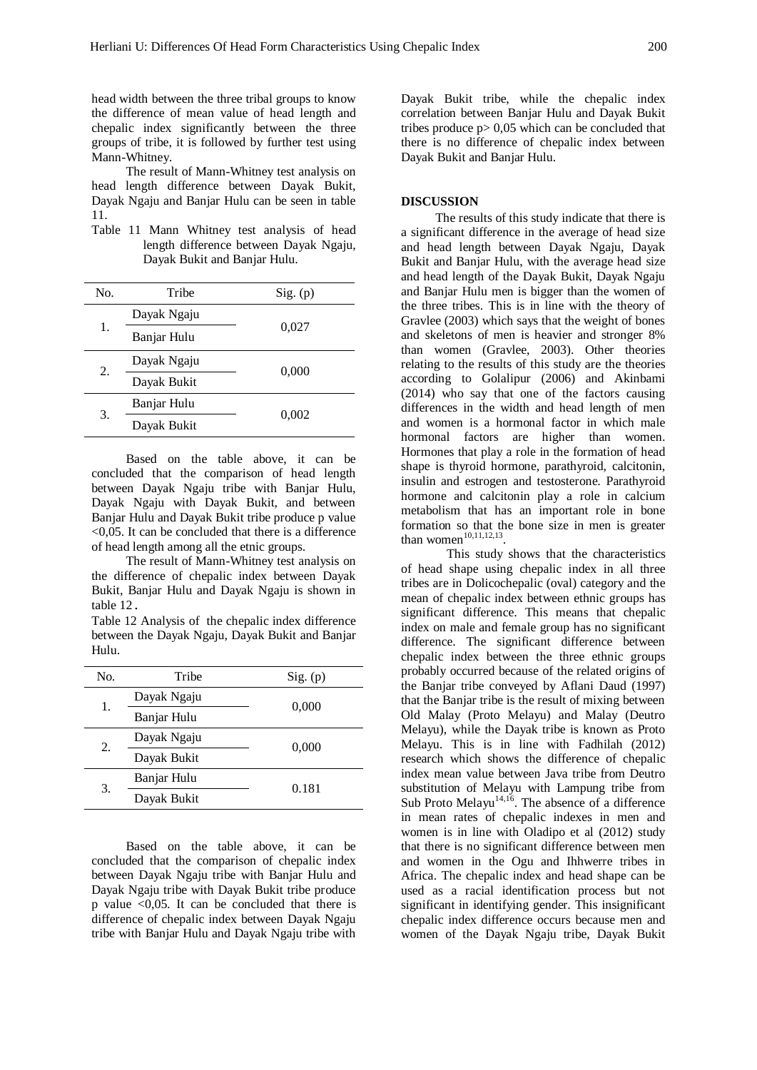head width between the three tribal groups to know the difference of mean value of head length and chepalic index significantly between the three groups of tribe, it is followed by further test using Mann-Whitney.

The result of Mann-Whitney test analysis on head length difference between Dayak Bukit, Dayak Ngaju and Banjar Hulu can be seen in table 11.

Table 11 Mann Whitney test analysis of head length difference between Dayak Ngaju, Dayak Bukit and Banjar Hulu.

| No. | Tribe | Sig. (p) |
|---|---|---|
| 1. | Dayak Ngaju | 0,027 |
| | Banjar Hulu | |
| 2. | Dayak Ngaju | 0,000 |
| | Dayak Bukit | |
| 3. | Banjar Hulu | 0,002 |
| | Dayak Bukit | |

Based on the table above, it can be concluded that the comparison of head length between Dayak Ngaju tribe with Banjar Hulu, Dayak Ngaju with Dayak Bukit, and between Banjar Hulu and Dayak Bukit tribe produce p value <0,05. It can be concluded that there is a difference of head length among all the etnic groups.

The result of Mann-Whitney test analysis on the difference of chepalic index between Dayak Bukit, Banjar Hulu and Dayak Ngaju is shown in table 12.

Table 12 Analysis of the chepalic index difference between the Dayak Ngaju, Dayak Bukit and Banjar Hulu.

| No. | Tribe | Sig. (p) |
|---|---|---|
| 1. | Dayak Ngaju | 0,000 |
| | Banjar Hulu | |
| 2. | Dayak Ngaju | 0,000 |
| | Dayak Bukit | |
| 3. | Banjar Hulu | 0.181 |
| | Dayak Bukit | |

Based on the table above, it can be concluded that the comparison of chepalic index between Dayak Ngaju tribe with Banjar Hulu and Dayak Ngaju tribe with Dayak Bukit tribe produce p value <0,05. It can be concluded that there is difference of chepalic index between Dayak Ngaju tribe with Banjar Hulu and Dayak Ngaju tribe with Dayak Bukit tribe, while the chepalic index correlation between Banjar Hulu and Dayak Bukit tribes produce p> 0,05 which can be concluded that there is no difference of chepalic index between Dayak Bukit and Banjar Hulu.

## DISCUSSION

The results of this study indicate that there is a significant difference in the average of head size and head length between Dayak Ngaju, Dayak Bukit and Banjar Hulu, with the average head size and head length of the Dayak Bukit, Dayak Ngaju and Banjar Hulu men is bigger than the women of the three tribes. This is in line with the theory of Gravlee (2003) which says that the weight of bones and skeletons of men is heavier and stronger 8% than women (Gravlee, 2003). Other theories relating to the results of this study are the theories according to Golalipur (2006) and Akinbami (2014) who say that one of the factors causing differences in the width and head length of men and women is a hormonal factor in which male hormonal factors are higher than women. Hormones that play a role in the formation of head shape is thyroid hormone, parathyroid, calcitonin, insulin and estrogen and testosterone. Parathyroid hormone and calcitonin play a role in calcium metabolism that has an important role in bone formation so that the bone size in men is greater than women[10,11,12,13].

This study shows that the characteristics of head shape using chepalic index in all three tribes are in Dolicochepalic (oval) category and the mean of chepalic index between ethnic groups has significant difference. This means that chepalic index on male and female group has no significant difference. The significant difference between chepalic index between the three ethnic groups probably occurred because of the related origins of the Banjar tribe conveyed by Aflani Daud (1997) that the Banjar tribe is the result of mixing between Old Malay (Proto Melayu) and Malay (Deutro Melayu), while the Dayak tribe is known as Proto Melayu. This is in line with Fadhilah (2012) research which shows the difference of chepalic index mean value between Java tribe from Deutro substitution of Melayu with Lampung tribe from Sub Proto Melayu[14,16]. The absence of a difference in mean rates of chepalic indexes in men and women is in line with Oladipo et al (2012) study that there is no significant difference between men and women in the Ogu and Ihhwerre tribes in Africa. The chepalic index and head shape can be used as a racial identification process but not significant in identifying gender. This insignificant chepalic index difference occurs because men and women of the Dayak Ngaju tribe, Dayak Bukit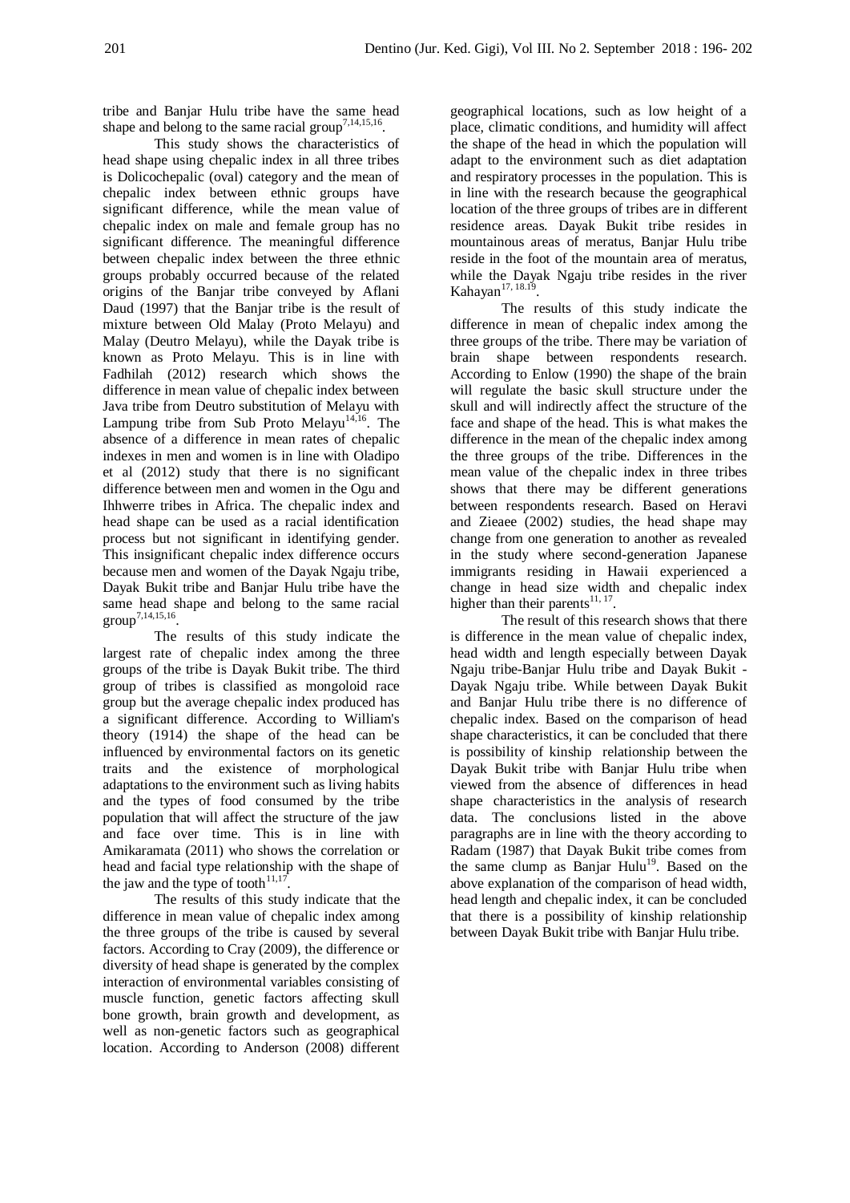tribe and Banjar Hulu tribe have the same head shape and belong to the same racial group[7,14,15,16].

This study shows the characteristics of head shape using chepalic index in all three tribes is Dolicochepalic (oval) category and the mean of chepalic index between ethnic groups have significant difference, while the mean value of chepalic index on male and female group has no significant difference. The meaningful difference between chepalic index between the three ethnic groups probably occurred because of the related origins of the Banjar tribe conveyed by Aflani Daud (1997) that the Banjar tribe is the result of mixture between Old Malay (Proto Melayu) and Malay (Deutro Melayu), while the Dayak tribe is known as Proto Melayu. This is in line with Fadhilah (2012) research which shows the difference in mean value of chepalic index between Java tribe from Deutro substitution of Melayu with Lampung tribe from Sub Proto Melayu[14,16]. The absence of a difference in mean rates of chepalic indexes in men and women is in line with Oladipo et al (2012) study that there is no significant difference between men and women in the Ogu and Ihhwerre tribes in Africa. The chepalic index and head shape can be used as a racial identification process but not significant in identifying gender. This insignificant chepalic index difference occurs because men and women of the Dayak Ngaju tribe, Dayak Bukit tribe and Banjar Hulu tribe have the same head shape and belong to the same racial group[7,14,15,16].

The results of this study indicate the largest rate of chepalic index among the three groups of the tribe is Dayak Bukit tribe. The third group of tribes is classified as mongoloid race group but the average chepalic index produced has a significant difference. According to William's theory (1914) the shape of the head can be influenced by environmental factors on its genetic traits and the existence of morphological adaptations to the environment such as living habits and the types of food consumed by the tribe population that will affect the structure of the jaw and face over time. This is in line with Amikaramata (2011) who shows the correlation or head and facial type relationship with the shape of the jaw and the type of tooth[11,17].

The results of this study indicate that the difference in mean value of chepalic index among the three groups of the tribe is caused by several factors. According to Cray (2009), the difference or diversity of head shape is generated by the complex interaction of environmental variables consisting of muscle function, genetic factors affecting skull bone growth, brain growth and development, as well as non-genetic factors such as geographical location. According to Anderson (2008) different geographical locations, such as low height of a place, climatic conditions, and humidity will affect the shape of the head in which the population will adapt to the environment such as diet adaptation and respiratory processes in the population. This is in line with the research because the geographical location of the three groups of tribes are in different residence areas. Dayak Bukit tribe resides in mountainous areas of meratus, Banjar Hulu tribe reside in the foot of the mountain area of meratus, while the Dayak Ngaju tribe resides in the river Kahayan[17, 18.19].

The results of this study indicate the difference in mean of chepalic index among the three groups of the tribe. There may be variation of brain shape between respondents research. According to Enlow (1990) the shape of the brain will regulate the basic skull structure under the skull and will indirectly affect the structure of the face and shape of the head. This is what makes the difference in the mean of the chepalic index among the three groups of the tribe. Differences in the mean value of the chepalic index in three tribes shows that there may be different generations between respondents research. Based on Heravi and Zieaee (2002) studies, the head shape may change from one generation to another as revealed in the study where second-generation Japanese immigrants residing in Hawaii experienced a change in head size width and chepalic index higher than their parents[11, 17].

The result of this research shows that there is difference in the mean value of chepalic index, head width and length especially between Dayak Ngaju tribe-Banjar Hulu tribe and Dayak Bukit - Dayak Ngaju tribe. While between Dayak Bukit and Banjar Hulu tribe there is no difference of chepalic index. Based on the comparison of head shape characteristics, it can be concluded that there is possibility of kinship relationship between the Dayak Bukit tribe with Banjar Hulu tribe when viewed from the absence of differences in head shape characteristics in the analysis of research data. The conclusions listed in the above paragraphs are in line with the theory according to Radam (1987) that Dayak Bukit tribe comes from the same clump as Banjar Hulu[19]. Based on the above explanation of the comparison of head width, head length and chepalic index, it can be concluded that there is a possibility of kinship relationship between Dayak Bukit tribe with Banjar Hulu tribe.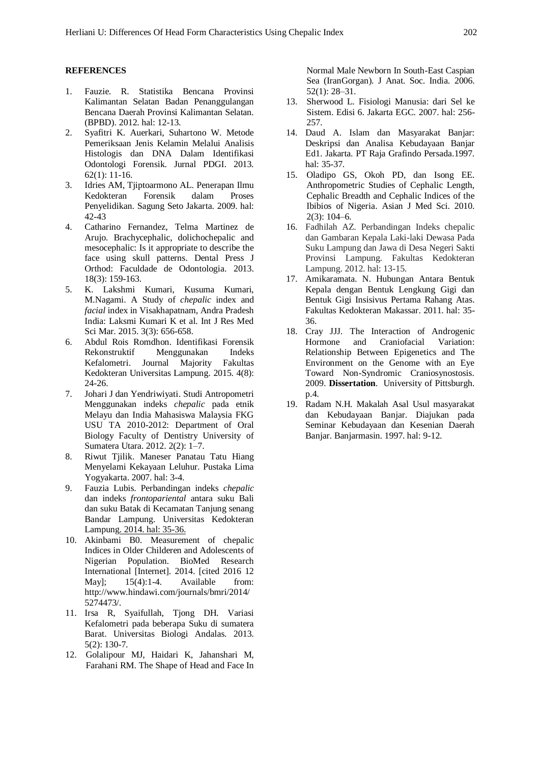## REFERENCES

1. Fauzie. R. Statistika Bencana Provinsi Kalimantan Selatan Badan Penanggulangan Bencana Daerah Provinsi Kalimantan Selatan. (BPBD). 2012. hal: 12-13.
2. Syafitri K. Auerkari, Suhartono W. Metode Pemeriksaan Jenis Kelamin Melalui Analisis Histologis dan DNA Dalam Identifikasi Odontologi Forensik. Jurnal PDGI. 2013. 62(1): 11-16.
3. Idries AM, Tjiptoarmono AL. Penerapan Ilmu Kedokteran Forensik dalam Proses Penyelidikan. Sagung Seto Jakarta. 2009. hal: 42-43
4. Catharino Fernandez, Telma Martinez de Arujo. Brachycephalic, dolichochepalic and mesocephalic: Is it appropriate to describe the face using skull patterns. Dental Press J Orthod: Faculdade de Odontologia. 2013. 18(3): 159-163.
5. K. Lakshmi Kumari, Kusuma Kumari, M.Nagami. A Study of *chepalic* index and *facial* index in Visakhapatnam, Andra Pradesh India: Laksmi Kumari K et al. Int J Res Med Sci Mar. 2015. 3(3): 656-658.
6. Abdul Rois Romdhon. Identifikasi Forensik Rekonstruktif Menggunakan Indeks Kefalometri. Journal Majority Fakultas Kedokteran Universitas Lampung. 2015. 4(8): 24-26.
7. Johari J dan Yendriwiyati. Studi Antropometri Menggunakan indeks *chepalic* pada etnik Melayu dan India Mahasiswa Malaysia FKG USU TA 2010-2012: Department of Oral Biology Faculty of Dentistry University of Sumatera Utara. 2012. 2(2): 1–7.
8. Riwut Tjilik. Maneser Panatau Tatu Hiang Menyelami Kekayaan Leluhur. Pustaka Lima Yogyakarta. 2007. hal: 3-4.
9. Fauzia Lubis. Perbandingan indeks *chepalic* dan indeks *frontopariental* antara suku Bali dan suku Batak di Kecamatan Tanjung senang Bandar Lampung. Universitas Kedokteran Lampung. 2014. hal: 35-36.
10. Akinbami B0. Measurement of chepalic Indices in Older Childeren and Adolescents of Nigerian Population. BioMed Research International [Internet]. 2014. [cited 2016 12 May]; 15(4):1-4. Available from: http://www.hindawi.com/journals/bmri/2014/5274473/.
11. Irsa R, Syaifullah, Tjong DH. Variasi Kefalometri pada beberapa Suku di sumatera Barat. Universitas Biologi Andalas. 2013. 5(2): 130-7.
12. Golalipour MJ, Haidari K, Jahanshari M, Farahani RM. The Shape of Head and Face In Normal Male Newborn In South-East Caspian Sea (IranGorgan). J Anat. Soc. India. 2006. 52(1): 28–31.
13. Sherwood L. Fisiologi Manusia: dari Sel ke Sistem. Edisi 6. Jakarta EGC. 2007. hal: 256-257.
14. Daud A. Islam dan Masyarakat Banjar: Deskripsi dan Analisa Kebudayaan Banjar Ed1. Jakarta. PT Raja Grafindo Persada.1997. hal: 35-37.
15. Oladipo GS, Okoh PD, dan Isong EE. Anthropometric Studies of Cephalic Length, Cephalic Breadth and Cephalic Indices of the Ibibios of Nigeria. Asian J Med Sci. 2010. 2(3): 104–6.
16. Fadhilah AZ. Perbandingan Indeks chepalic dan Gambaran Kepala Laki-laki Dewasa Pada Suku Lampung dan Jawa di Desa Negeri Sakti Provinsi Lampung. Fakultas Kedokteran Lampung. 2012. hal: 13-15.
17. Amikaramata. N. Hubungan Antara Bentuk Kepala dengan Bentuk Lengkung Gigi dan Bentuk Gigi Insisivus Pertama Rahang Atas. Fakultas Kedokteran Makassar. 2011. hal: 35-36.
18. Cray JJJ. The Interaction of Androgenic Hormone and Craniofacial Variation: Relationship Between Epigenetics and The Environment on the Genome with an Eye Toward Non-Syndromic Craniosynostosis. 2009. **Dissertation**. University of Pittsburgh. p.4.
19. Radam N.H. Makalah Asal Usul masyarakat dan Kebudayaan Banjar. Diajukan pada Seminar Kebudayaan dan Kesenian Daerah Banjar. Banjarmasin. 1997. hal: 9-12.